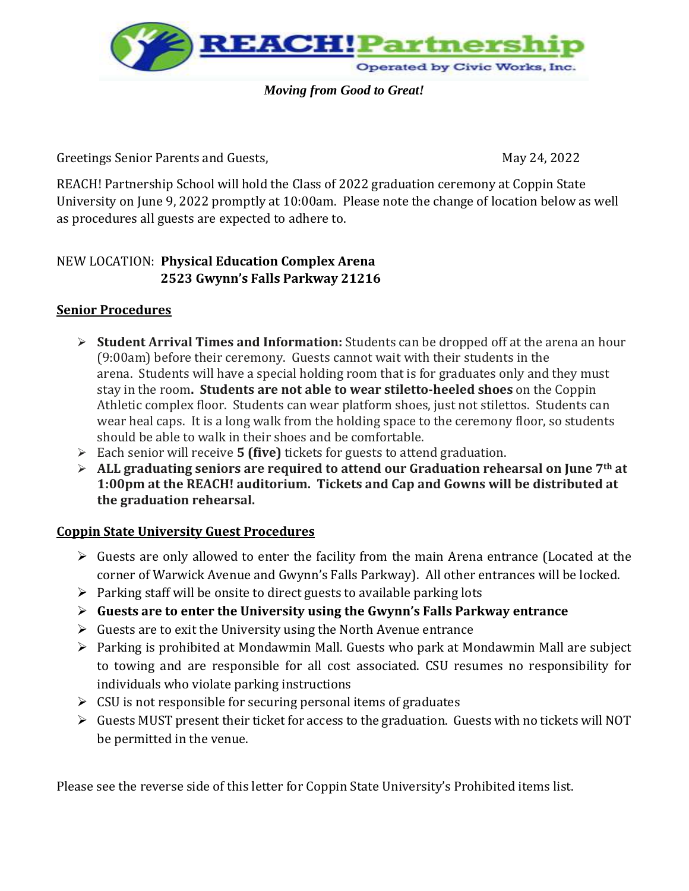**REACH! Partnership**

Operated by Civic Works, Inc.

***Moving from Good to Great!***

Greetings Senior Parents and Guests, May 24, 2022

REACH! Partnership School will hold the Class of 2022 graduation ceremony at Coppin State University on June 9, 2022 promptly at 10:00am. Please note the change of location below as well as procedures all guests are expected to adhere to.

NEW LOCATION: **Physical Education Complex Arena**
**2523 Gwynn's Falls Parkway 21216**

## Senior Procedures

- **Student Arrival Times and Information:** Students can be dropped off at the arena an hour (9:00am) before their ceremony. Guests cannot wait with their students in the arena. Students will have a special holding room that is for graduates only and they must stay in the room**. Students are not able to wear stiletto-heeled shoes** on the Coppin Athletic complex floor. Students can wear platform shoes, just not stilettos. Students can wear heal caps. It is a long walk from the holding space to the ceremony floor, so students should be able to walk in their shoes and be comfortable.
- Each senior will receive **5 (five)** tickets for guests to attend graduation.
- **ALL graduating seniors are required to attend our Graduation rehearsal on June 7th at 1:00pm at the REACH! auditorium. Tickets and Cap and Gowns will be distributed at the graduation rehearsal.**

## Coppin State University Guest Procedures

- Guests are only allowed to enter the facility from the main Arena entrance (Located at the corner of Warwick Avenue and Gwynn's Falls Parkway). All other entrances will be locked.
- Parking staff will be onsite to direct guests to available parking lots
- **Guests are to enter the University using the Gwynn's Falls Parkway entrance**
- Guests are to exit the University using the North Avenue entrance
- Parking is prohibited at Mondawmin Mall. Guests who park at Mondawmin Mall are subject to towing and are responsible for all cost associated. CSU resumes no responsibility for individuals who violate parking instructions
- CSU is not responsible for securing personal items of graduates
- Guests MUST present their ticket for access to the graduation. Guests with no tickets will NOT be permitted in the venue.

Please see the reverse side of this letter for Coppin State University's Prohibited items list.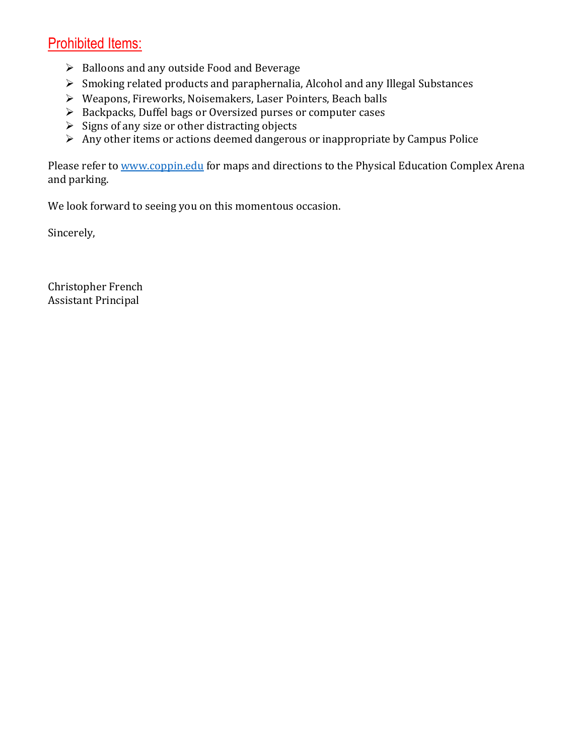## Prohibited Items:

- Balloons and any outside Food and Beverage
- Smoking related products and paraphernalia, Alcohol and any Illegal Substances
- Weapons, Fireworks, Noisemakers, Laser Pointers, Beach balls
- Backpacks, Duffel bags or Oversized purses or computer cases
- Signs of any size or other distracting objects
- Any other items or actions deemed dangerous or inappropriate by Campus Police

Please refer to [www.coppin.edu](http://www.coppin.edu) for maps and directions to the Physical Education Complex Arena and parking.

We look forward to seeing you on this momentous occasion.

Sincerely,

Christopher French
Assistant Principal